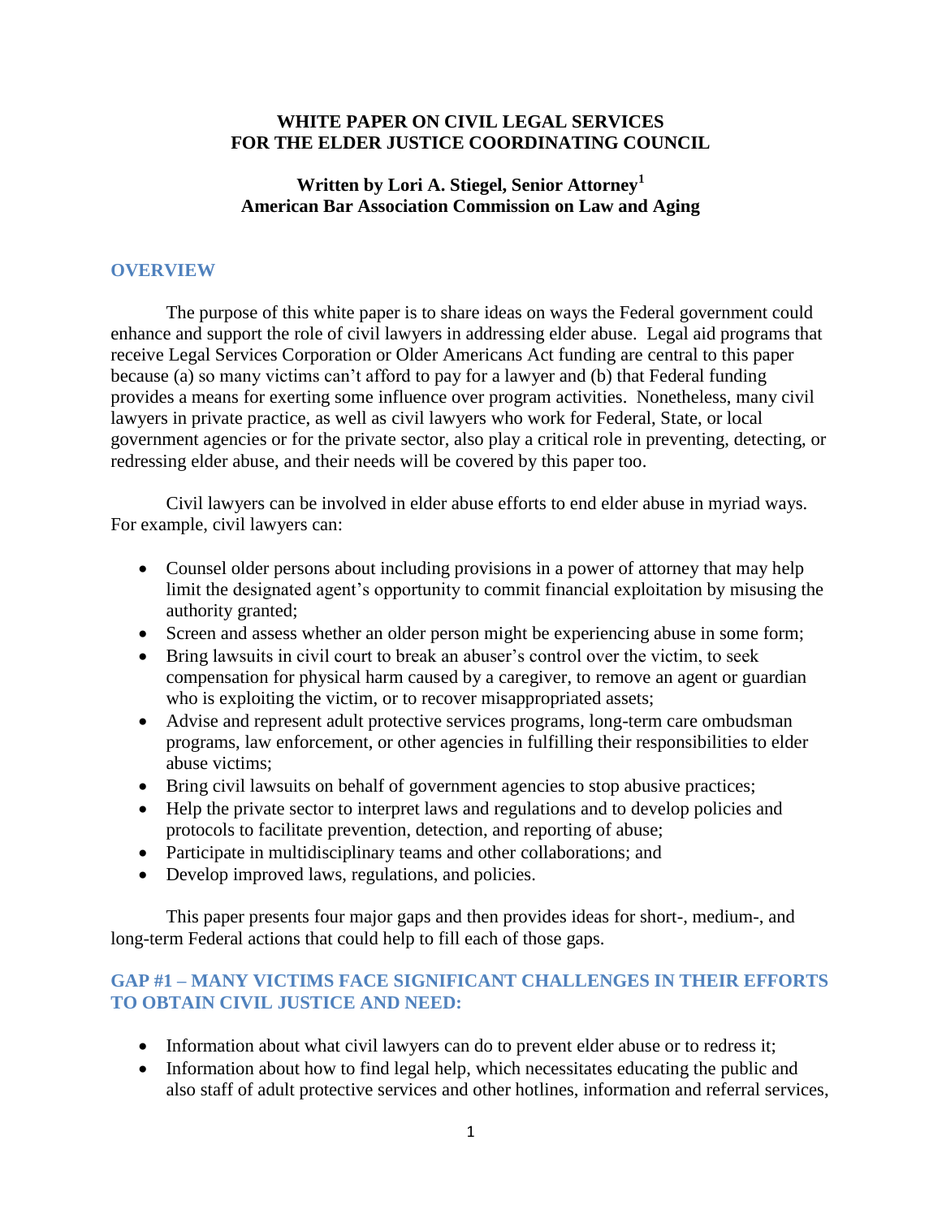# WHITE PAPER ON CIVIL LEGAL SERVICES FOR THE ELDER JUSTICE COORDINATING COUNCIL

**Written by Lori A. Stiegel, Senior Attorney[1]**
**American Bar Association Commission on Law and Aging**

## OVERVIEW

The purpose of this white paper is to share ideas on ways the Federal government could enhance and support the role of civil lawyers in addressing elder abuse. Legal aid programs that receive Legal Services Corporation or Older Americans Act funding are central to this paper because (a) so many victims can't afford to pay for a lawyer and (b) that Federal funding provides a means for exerting some influence over program activities. Nonetheless, many civil lawyers in private practice, as well as civil lawyers who work for Federal, State, or local government agencies or for the private sector, also play a critical role in preventing, detecting, or redressing elder abuse, and their needs will be covered by this paper too.

Civil lawyers can be involved in elder abuse efforts to end elder abuse in myriad ways. For example, civil lawyers can:

- Counsel older persons about including provisions in a power of attorney that may help limit the designated agent's opportunity to commit financial exploitation by misusing the authority granted;
- Screen and assess whether an older person might be experiencing abuse in some form;
- Bring lawsuits in civil court to break an abuser's control over the victim, to seek compensation for physical harm caused by a caregiver, to remove an agent or guardian who is exploiting the victim, or to recover misappropriated assets;
- Advise and represent adult protective services programs, long-term care ombudsman programs, law enforcement, or other agencies in fulfilling their responsibilities to elder abuse victims;
- Bring civil lawsuits on behalf of government agencies to stop abusive practices;
- Help the private sector to interpret laws and regulations and to develop policies and protocols to facilitate prevention, detection, and reporting of abuse;
- Participate in multidisciplinary teams and other collaborations; and
- Develop improved laws, regulations, and policies.

This paper presents four major gaps and then provides ideas for short-, medium-, and long-term Federal actions that could help to fill each of those gaps.

## GAP #1 – MANY VICTIMS FACE SIGNIFICANT CHALLENGES IN THEIR EFFORTS TO OBTAIN CIVIL JUSTICE AND NEED:

- Information about what civil lawyers can do to prevent elder abuse or to redress it;
- Information about how to find legal help, which necessitates educating the public and also staff of adult protective services and other hotlines, information and referral services,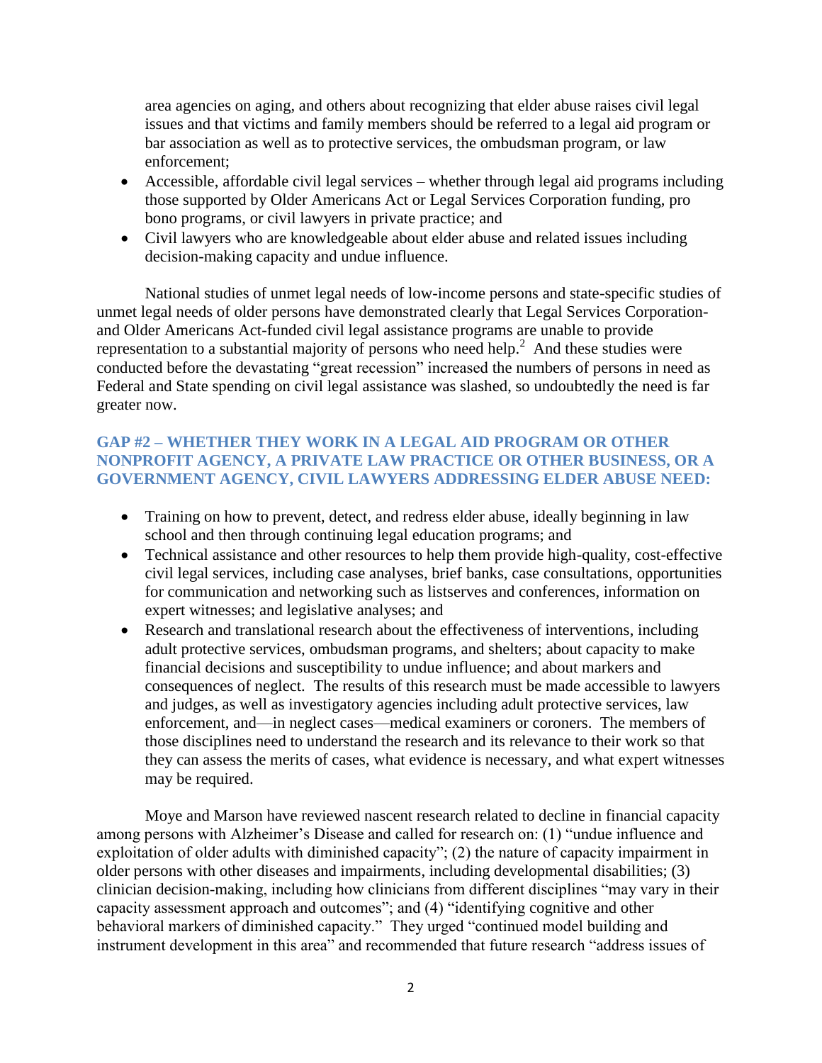area agencies on aging, and others about recognizing that elder abuse raises civil legal issues and that victims and family members should be referred to a legal aid program or bar association as well as to protective services, the ombudsman program, or law enforcement;

- Accessible, affordable civil legal services – whether through legal aid programs including those supported by Older Americans Act or Legal Services Corporation funding, pro bono programs, or civil lawyers in private practice; and
- Civil lawyers who are knowledgeable about elder abuse and related issues including decision-making capacity and undue influence.

National studies of unmet legal needs of low-income persons and state-specific studies of unmet legal needs of older persons have demonstrated clearly that Legal Services Corporation- and Older Americans Act-funded civil legal assistance programs are unable to provide representation to a substantial majority of persons who need help.[2] And these studies were conducted before the devastating "great recession" increased the numbers of persons in need as Federal and State spending on civil legal assistance was slashed, so undoubtedly the need is far greater now.

### GAP #2 – WHETHER THEY WORK IN A LEGAL AID PROGRAM OR OTHER NONPROFIT AGENCY, A PRIVATE LAW PRACTICE OR OTHER BUSINESS, OR A GOVERNMENT AGENCY, CIVIL LAWYERS ADDRESSING ELDER ABUSE NEED:

- Training on how to prevent, detect, and redress elder abuse, ideally beginning in law school and then through continuing legal education programs; and
- Technical assistance and other resources to help them provide high-quality, cost-effective civil legal services, including case analyses, brief banks, case consultations, opportunities for communication and networking such as listserves and conferences, information on expert witnesses; and legislative analyses; and
- Research and translational research about the effectiveness of interventions, including adult protective services, ombudsman programs, and shelters; about capacity to make financial decisions and susceptibility to undue influence; and about markers and consequences of neglect. The results of this research must be made accessible to lawyers and judges, as well as investigatory agencies including adult protective services, law enforcement, and—in neglect cases—medical examiners or coroners. The members of those disciplines need to understand the research and its relevance to their work so that they can assess the merits of cases, what evidence is necessary, and what expert witnesses may be required.

Moye and Marson have reviewed nascent research related to decline in financial capacity among persons with Alzheimer's Disease and called for research on: (1) "undue influence and exploitation of older adults with diminished capacity"; (2) the nature of capacity impairment in older persons with other diseases and impairments, including developmental disabilities; (3) clinician decision-making, including how clinicians from different disciplines "may vary in their capacity assessment approach and outcomes"; and (4) "identifying cognitive and other behavioral markers of diminished capacity." They urged "continued model building and instrument development in this area" and recommended that future research "address issues of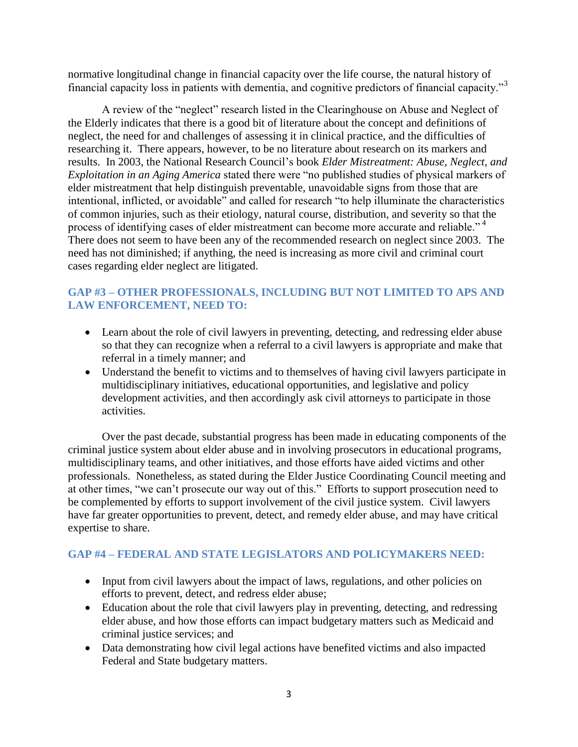normative longitudinal change in financial capacity over the life course, the natural history of financial capacity loss in patients with dementia, and cognitive predictors of financial capacity."[3]

A review of the "neglect" research listed in the Clearinghouse on Abuse and Neglect of the Elderly indicates that there is a good bit of literature about the concept and definitions of neglect, the need for and challenges of assessing it in clinical practice, and the difficulties of researching it. There appears, however, to be no literature about research on its markers and results. In 2003, the National Research Council's book *Elder Mistreatment: Abuse, Neglect, and Exploitation in an Aging America* stated there were "no published studies of physical markers of elder mistreatment that help distinguish preventable, unavoidable signs from those that are intentional, inflicted, or avoidable" and called for research "to help illuminate the characteristics of common injuries, such as their etiology, natural course, distribution, and severity so that the process of identifying cases of elder mistreatment can become more accurate and reliable."[4] There does not seem to have been any of the recommended research on neglect since 2003. The need has not diminished; if anything, the need is increasing as more civil and criminal court cases regarding elder neglect are litigated.

### GAP #3 – OTHER PROFESSIONALS, INCLUDING BUT NOT LIMITED TO APS AND LAW ENFORCEMENT, NEED TO:

- Learn about the role of civil lawyers in preventing, detecting, and redressing elder abuse so that they can recognize when a referral to a civil lawyers is appropriate and make that referral in a timely manner; and
- Understand the benefit to victims and to themselves of having civil lawyers participate in multidisciplinary initiatives, educational opportunities, and legislative and policy development activities, and then accordingly ask civil attorneys to participate in those activities.

Over the past decade, substantial progress has been made in educating components of the criminal justice system about elder abuse and in involving prosecutors in educational programs, multidisciplinary teams, and other initiatives, and those efforts have aided victims and other professionals. Nonetheless, as stated during the Elder Justice Coordinating Council meeting and at other times, "we can't prosecute our way out of this." Efforts to support prosecution need to be complemented by efforts to support involvement of the civil justice system. Civil lawyers have far greater opportunities to prevent, detect, and remedy elder abuse, and may have critical expertise to share.

### GAP #4 – FEDERAL AND STATE LEGISLATORS AND POLICYMAKERS NEED:

- Input from civil lawyers about the impact of laws, regulations, and other policies on efforts to prevent, detect, and redress elder abuse;
- Education about the role that civil lawyers play in preventing, detecting, and redressing elder abuse, and how those efforts can impact budgetary matters such as Medicaid and criminal justice services; and
- Data demonstrating how civil legal actions have benefited victims and also impacted Federal and State budgetary matters.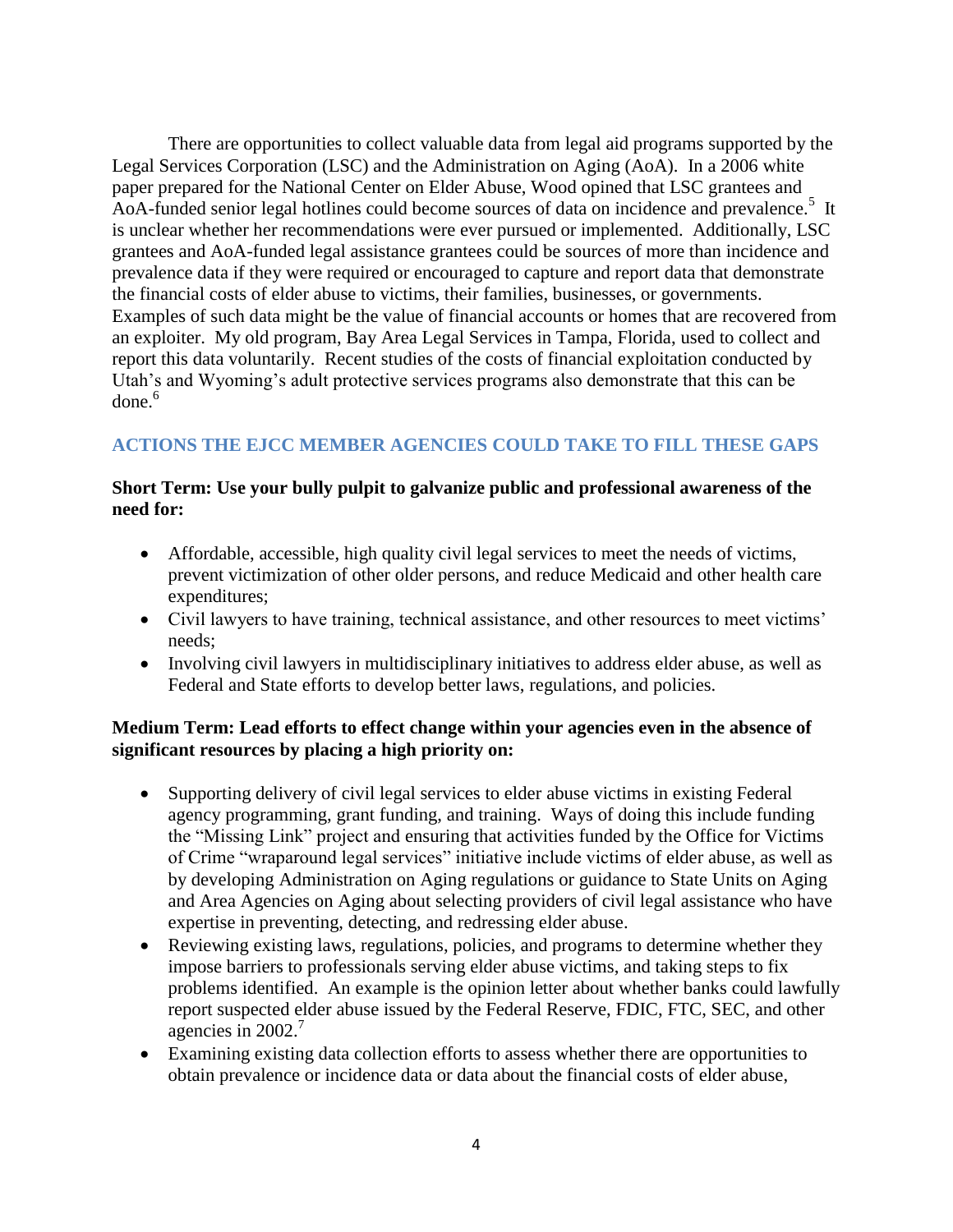There are opportunities to collect valuable data from legal aid programs supported by the Legal Services Corporation (LSC) and the Administration on Aging (AoA). In a 2006 white paper prepared for the National Center on Elder Abuse, Wood opined that LSC grantees and AoA-funded senior legal hotlines could become sources of data on incidence and prevalence.[5] It is unclear whether her recommendations were ever pursued or implemented. Additionally, LSC grantees and AoA-funded legal assistance grantees could be sources of more than incidence and prevalence data if they were required or encouraged to capture and report data that demonstrate the financial costs of elder abuse to victims, their families, businesses, or governments. Examples of such data might be the value of financial accounts or homes that are recovered from an exploiter. My old program, Bay Area Legal Services in Tampa, Florida, used to collect and report this data voluntarily. Recent studies of the costs of financial exploitation conducted by Utah's and Wyoming's adult protective services programs also demonstrate that this can be done.[6]

## ACTIONS THE EJCC MEMBER AGENCIES COULD TAKE TO FILL THESE GAPS

**Short Term: Use your bully pulpit to galvanize public and professional awareness of the need for:**

- Affordable, accessible, high quality civil legal services to meet the needs of victims, prevent victimization of other older persons, and reduce Medicaid and other health care expenditures;
- Civil lawyers to have training, technical assistance, and other resources to meet victims' needs;
- Involving civil lawyers in multidisciplinary initiatives to address elder abuse, as well as Federal and State efforts to develop better laws, regulations, and policies.

**Medium Term: Lead efforts to effect change within your agencies even in the absence of significant resources by placing a high priority on:**

- Supporting delivery of civil legal services to elder abuse victims in existing Federal agency programming, grant funding, and training. Ways of doing this include funding the "Missing Link" project and ensuring that activities funded by the Office for Victims of Crime "wraparound legal services" initiative include victims of elder abuse, as well as by developing Administration on Aging regulations or guidance to State Units on Aging and Area Agencies on Aging about selecting providers of civil legal assistance who have expertise in preventing, detecting, and redressing elder abuse.
- Reviewing existing laws, regulations, policies, and programs to determine whether they impose barriers to professionals serving elder abuse victims, and taking steps to fix problems identified. An example is the opinion letter about whether banks could lawfully report suspected elder abuse issued by the Federal Reserve, FDIC, FTC, SEC, and other agencies in 2002.[7]
- Examining existing data collection efforts to assess whether there are opportunities to obtain prevalence or incidence data or data about the financial costs of elder abuse,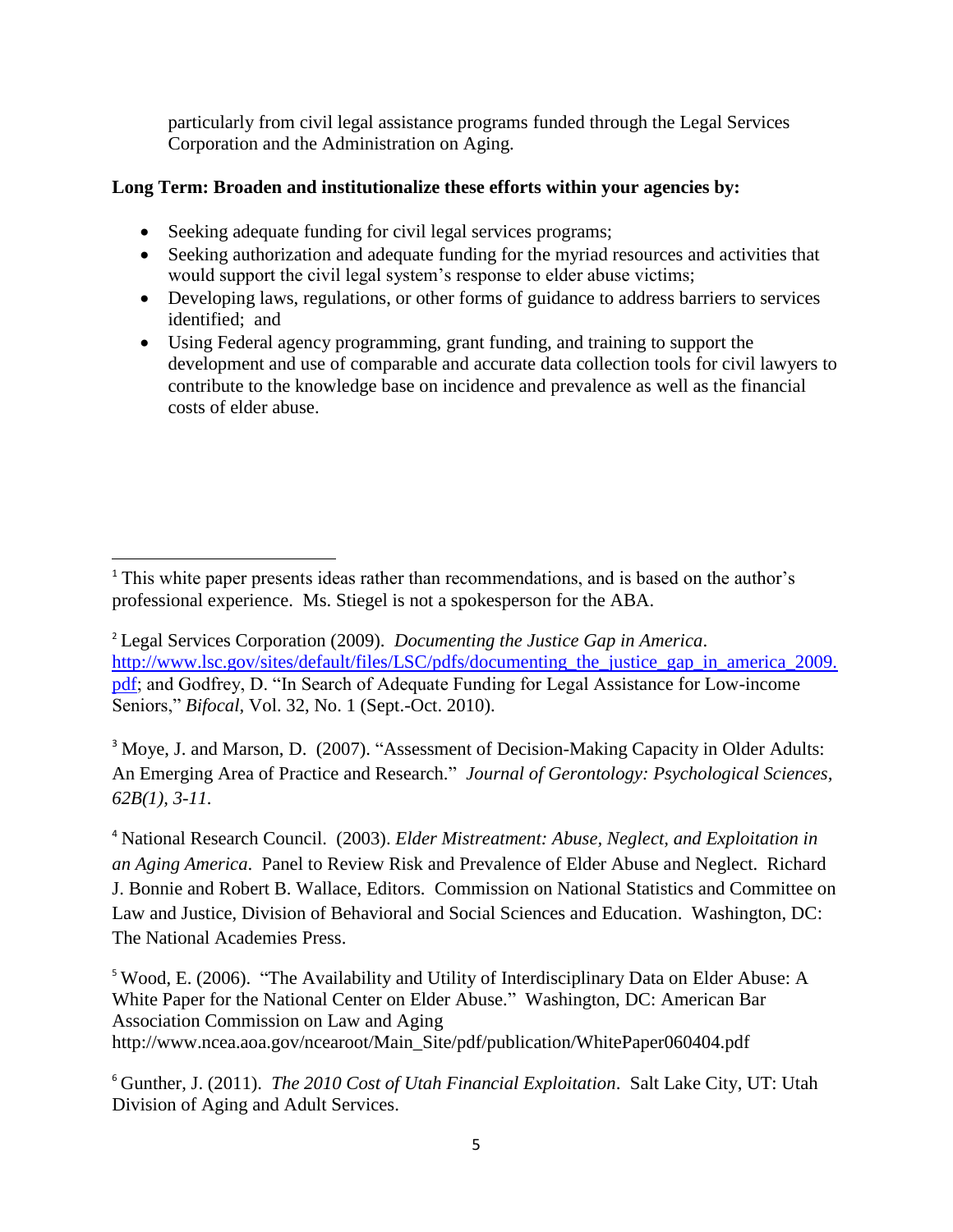particularly from civil legal assistance programs funded through the Legal Services Corporation and the Administration on Aging.

**Long Term: Broaden and institutionalize these efforts within your agencies by:**

- Seeking adequate funding for civil legal services programs;
- Seeking authorization and adequate funding for the myriad resources and activities that would support the civil legal system's response to elder abuse victims;
- Developing laws, regulations, or other forms of guidance to address barriers to services identified; and
- Using Federal agency programming, grant funding, and training to support the development and use of comparable and accurate data collection tools for civil lawyers to contribute to the knowledge base on incidence and prevalence as well as the financial costs of elder abuse.

---

[1] This white paper presents ideas rather than recommendations, and is based on the author's professional experience. Ms. Stiegel is not a spokesperson for the ABA.

[2] Legal Services Corporation (2009). *Documenting the Justice Gap in America*. http://www.lsc.gov/sites/default/files/LSC/pdfs/documenting_the_justice_gap_in_america_2009.pdf; and Godfrey, D. "In Search of Adequate Funding for Legal Assistance for Low-income Seniors," *Bifocal*, Vol. 32, No. 1 (Sept.-Oct. 2010).

[3] Moye, J. and Marson, D. (2007). "Assessment of Decision-Making Capacity in Older Adults: An Emerging Area of Practice and Research." *Journal of Gerontology: Psychological Sciences, 62B(1), 3-11.*

[4] National Research Council. (2003). *Elder Mistreatment: Abuse, Neglect, and Exploitation in an Aging America*. Panel to Review Risk and Prevalence of Elder Abuse and Neglect. Richard J. Bonnie and Robert B. Wallace, Editors. Commission on National Statistics and Committee on Law and Justice, Division of Behavioral and Social Sciences and Education. Washington, DC: The National Academies Press.

[5] Wood, E. (2006). "The Availability and Utility of Interdisciplinary Data on Elder Abuse: A White Paper for the National Center on Elder Abuse." Washington, DC: American Bar Association Commission on Law and Aging http://www.ncea.aoa.gov/ncearoot/Main_Site/pdf/publication/WhitePaper060404.pdf

[6] Gunther, J. (2011). *The 2010 Cost of Utah Financial Exploitation*. Salt Lake City, UT: Utah Division of Aging and Adult Services.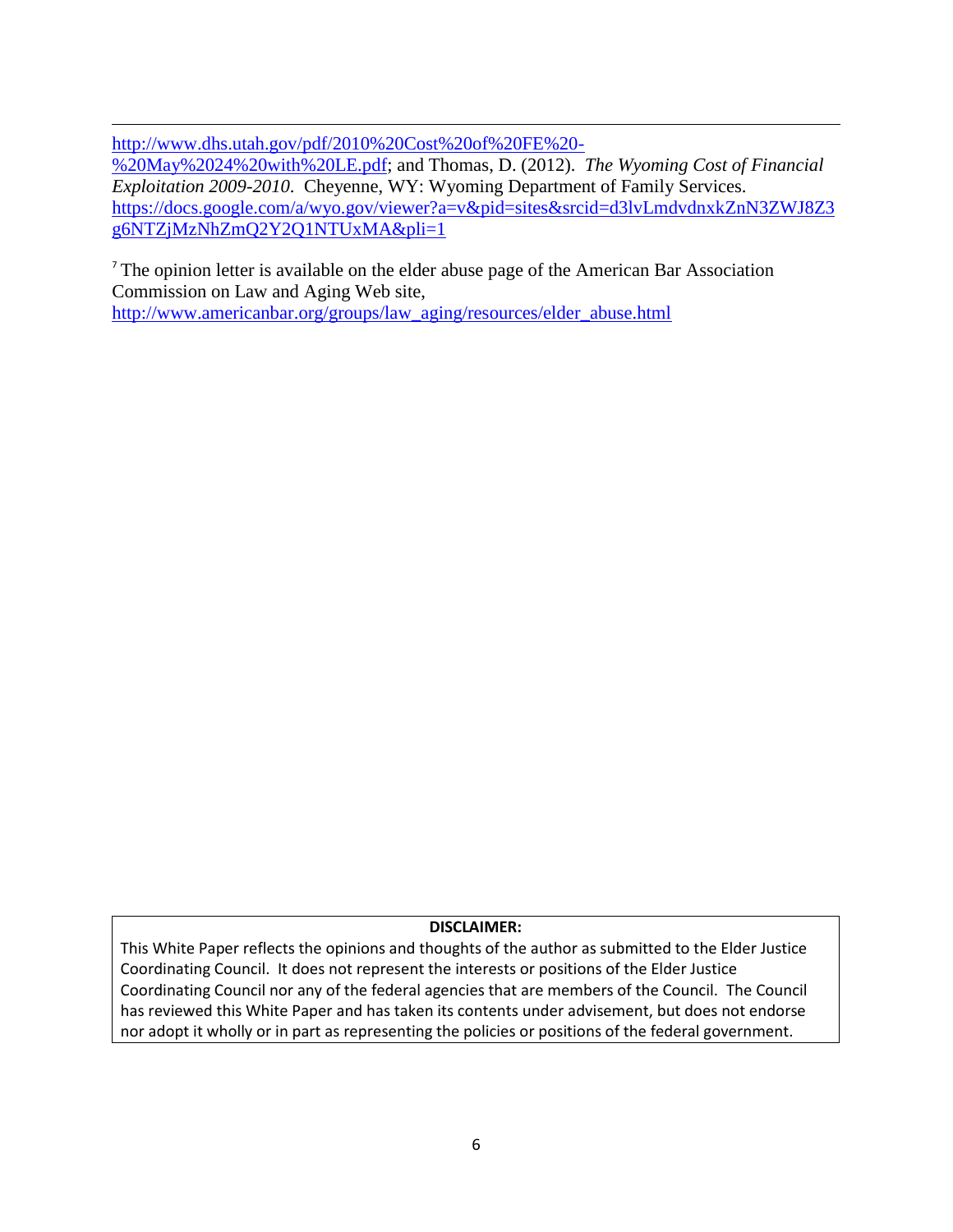http://www.dhs.utah.gov/pdf/2010%20Cost%20of%20FE%20-%20May%2024%20with%20LE.pdf; and Thomas, D. (2012). *The Wyoming Cost of Financial Exploitation 2009-2010*. Cheyenne, WY: Wyoming Department of Family Services. https://docs.google.com/a/wyo.gov/viewer?a=v&pid=sites&srcid=d3lvLmdvdnxkZnN3ZWJ8Z3g6NTZjMzNhZmQ2Y2Q1NTUxMA&pli=1

[7] The opinion letter is available on the elder abuse page of the American Bar Association Commission on Law and Aging Web site, http://www.americanbar.org/groups/law_aging/resources/elder_abuse.html

**DISCLAIMER:**

This White Paper reflects the opinions and thoughts of the author as submitted to the Elder Justice Coordinating Council. It does not represent the interests or positions of the Elder Justice Coordinating Council nor any of the federal agencies that are members of the Council. The Council has reviewed this White Paper and has taken its contents under advisement, but does not endorse nor adopt it wholly or in part as representing the policies or positions of the federal government.